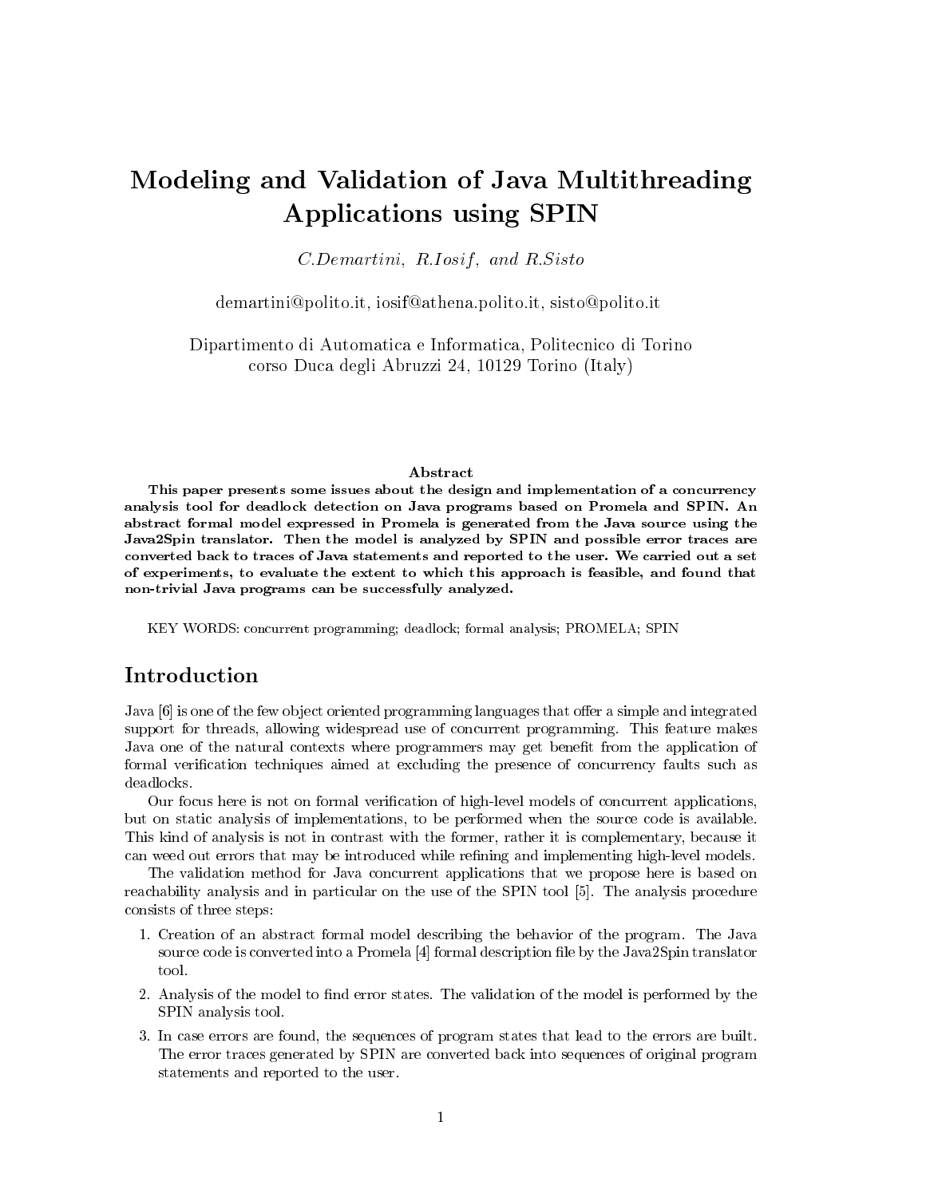# Modeling and Validation of Java Multithreading Applications using SPIN

*C.Demartini, R.Iosif, and R.Sisto*

demartini@polito.it, iosif@athena.polito.it, sisto@polito.it

Dipartimento di Automatica e Informatica, Politecnico di Torino
corso Duca degli Abruzzi 24, 10129 Torino (Italy)

### Abstract

**This paper presents some issues about the design and implementation of a concurrency analysis tool for deadlock detection on Java programs based on Promela and SPIN. An abstract formal model expressed in Promela is generated from the Java source using the Java2Spin translator. Then the model is analyzed by SPIN and possible error traces are converted back to traces of Java statements and reported to the user. We carried out a set of experiments, to evaluate the extent to which this approach is feasible, and found that non-trivial Java programs can be successfully analyzed.**

KEY WORDS: concurrent programming; deadlock; formal analysis; PROMELA; SPIN

## Introduction

Java [6] is one of the few object oriented programming languages that offer a simple and integrated support for threads, allowing widespread use of concurrent programming. This feature makes Java one of the natural contexts where programmers may get benefit from the application of formal verification techniques aimed at excluding the presence of concurrency faults such as deadlocks.

Our focus here is not on formal verification of high-level models of concurrent applications, but on static analysis of implementations, to be performed when the source code is available. This kind of analysis is not in contrast with the former, rather it is complementary, because it can weed out errors that may be introduced while refining and implementing high-level models.

The validation method for Java concurrent applications that we propose here is based on reachability analysis and in particular on the use of the SPIN tool [5]. The analysis procedure consists of three steps:

1. Creation of an abstract formal model describing the behavior of the program. The Java source code is converted into a Promela [4] formal description file by the Java2Spin translator tool.
2. Analysis of the model to find error states. The validation of the model is performed by the SPIN analysis tool.
3. In case errors are found, the sequences of program states that lead to the errors are built. The error traces generated by SPIN are converted back into sequences of original program statements and reported to the user.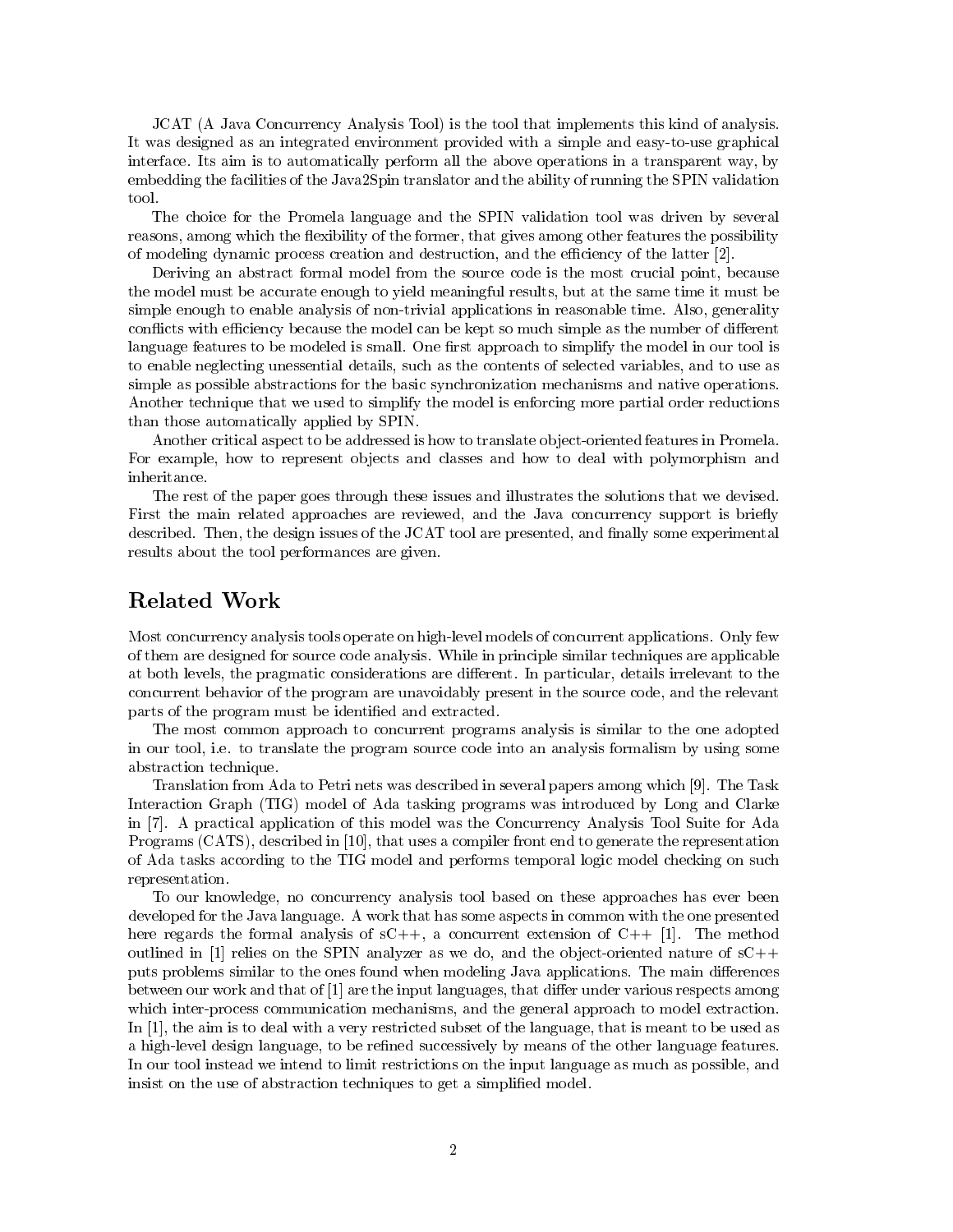JCAT (A Java Concurrency Analysis Tool) is the tool that implements this kind of analysis. It was designed as an integrated environment provided with a simple and easy-to-use graphical interface. Its aim is to automatically perform all the above operations in a transparent way, by embedding the facilities of the Java2Spin translator and the ability of running the SPIN validation tool.

The choice for the Promela language and the SPIN validation tool was driven by several reasons, among which the flexibility of the former, that gives among other features the possibility of modeling dynamic process creation and destruction, and the efficiency of the latter [2].

Deriving an abstract formal model from the source code is the most crucial point, because the model must be accurate enough to yield meaningful results, but at the same time it must be simple enough to enable analysis of non-trivial applications in reasonable time. Also, generality conflicts with efficiency because the model can be kept so much simple as the number of different language features to be modeled is small. One first approach to simplify the model in our tool is to enable neglecting unessential details, such as the contents of selected variables, and to use as simple as possible abstractions for the basic synchronization mechanisms and native operations. Another technique that we used to simplify the model is enforcing more partial order reductions than those automatically applied by SPIN.

Another critical aspect to be addressed is how to translate object-oriented features in Promela. For example, how to represent objects and classes and how to deal with polymorphism and inheritance.

The rest of the paper goes through these issues and illustrates the solutions that we devised. First the main related approaches are reviewed, and the Java concurrency support is briefly described. Then, the design issues of the JCAT tool are presented, and finally some experimental results about the tool performances are given.

## Related Work

Most concurrency analysis tools operate on high-level models of concurrent applications. Only few of them are designed for source code analysis. While in principle similar techniques are applicable at both levels, the pragmatic considerations are different. In particular, details irrelevant to the concurrent behavior of the program are unavoidably present in the source code, and the relevant parts of the program must be identified and extracted.

The most common approach to concurrent programs analysis is similar to the one adopted in our tool, i.e. to translate the program source code into an analysis formalism by using some abstraction technique.

Translation from Ada to Petri nets was described in several papers among which [9]. The Task Interaction Graph (TIG) model of Ada tasking programs was introduced by Long and Clarke in [7]. A practical application of this model was the Concurrency Analysis Tool Suite for Ada Programs (CATS), described in [10], that uses a compiler front end to generate the representation of Ada tasks according to the TIG model and performs temporal logic model checking on such representation.

To our knowledge, no concurrency analysis tool based on these approaches has ever been developed for the Java language. A work that has some aspects in common with the one presented here regards the formal analysis of sC++, a concurrent extension of C++ [1]. The method outlined in [1] relies on the SPIN analyzer as we do, and the object-oriented nature of sC++ puts problems similar to the ones found when modeling Java applications. The main differences between our work and that of [1] are the input languages, that differ under various respects among which inter-process communication mechanisms, and the general approach to model extraction. In [1], the aim is to deal with a very restricted subset of the language, that is meant to be used as a high-level design language, to be refined successively by means of the other language features. In our tool instead we intend to limit restrictions on the input language as much as possible, and insist on the use of abstraction techniques to get a simplified model.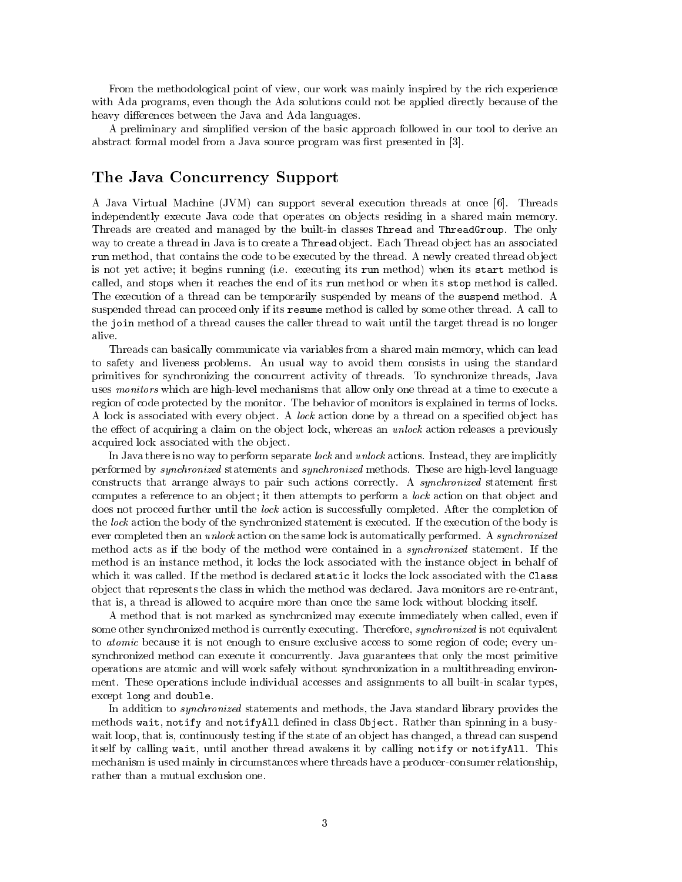From the methodological point of view, our work was mainly inspired by the rich experience with Ada programs, even though the Ada solutions could not be applied directly because of the heavy differences between the Java and Ada languages.

A preliminary and simplified version of the basic approach followed in our tool to derive an abstract formal model from a Java source program was first presented in [3].

## The Java Concurrency Support

A Java Virtual Machine (JVM) can support several execution threads at once [6]. Threads independently execute Java code that operates on objects residing in a shared main memory. Threads are created and managed by the built-in classes `Thread` and `ThreadGroup`. The only way to create a thread in Java is to create a `Thread` object. Each Thread object has an associated `run` method, that contains the code to be executed by the thread. A newly created thread object is not yet active; it begins running (i.e. executing its `run` method) when its `start` method is called, and stops when it reaches the end of its `run` method or when its `stop` method is called. The execution of a thread can be temporarily suspended by means of the `suspend` method. A suspended thread can proceed only if its `resume` method is called by some other thread. A call to the `join` method of a thread causes the caller thread to wait until the target thread is no longer alive.

Threads can basically communicate via variables from a shared main memory, which can lead to safety and liveness problems. An usual way to avoid them consists in using the standard primitives for synchronizing the concurrent activity of threads. To synchronize threads, Java uses *monitors* which are high-level mechanisms that allow only one thread at a time to execute a region of code protected by the monitor. The behavior of monitors is explained in terms of locks. A lock is associated with every object. A *lock* action done by a thread on a specified object has the effect of acquiring a claim on the object lock, whereas an *unlock* action releases a previously acquired lock associated with the object.

In Java there is no way to perform separate *lock* and *unlock* actions. Instead, they are implicitly performed by *synchronized* statements and *synchronized* methods. These are high-level language constructs that arrange always to pair such actions correctly. A *synchronized* statement first computes a reference to an object; it then attempts to perform a *lock* action on that object and does not proceed further until the *lock* action is successfully completed. After the completion of the *lock* action the body of the synchronized statement is executed. If the execution of the body is ever completed then an *unlock* action on the same lock is automatically performed. A *synchronized* method acts as if the body of the method were contained in a *synchronized* statement. If the method is an instance method, it locks the lock associated with the instance object in behalf of which it was called. If the method is declared `static` it locks the lock associated with the `Class` object that represents the class in which the method was declared. Java monitors are re-entrant, that is, a thread is allowed to acquire more than once the same lock without blocking itself.

A method that is not marked as synchronized may execute immediately when called, even if some other synchronized method is currently executing. Therefore, *synchronized* is not equivalent to *atomic* because it is not enough to ensure exclusive access to some region of code; every unsynchronized method can execute it concurrently. Java guarantees that only the most primitive operations are atomic and will work safely without synchronization in a multithreading environment. These operations include individual accesses and assignments to all built-in scalar types, except `long` and `double`.

In addition to *synchronized* statements and methods, the Java standard library provides the methods `wait`, `notify` and `notifyAll` defined in class `Object`. Rather than spinning in a busy-wait loop, that is, continuously testing if the state of an object has changed, a thread can suspend itself by calling `wait`, until another thread awakens it by calling `notify` or `notifyAll`. This mechanism is used mainly in circumstances where threads have a producer-consumer relationship, rather than a mutual exclusion one.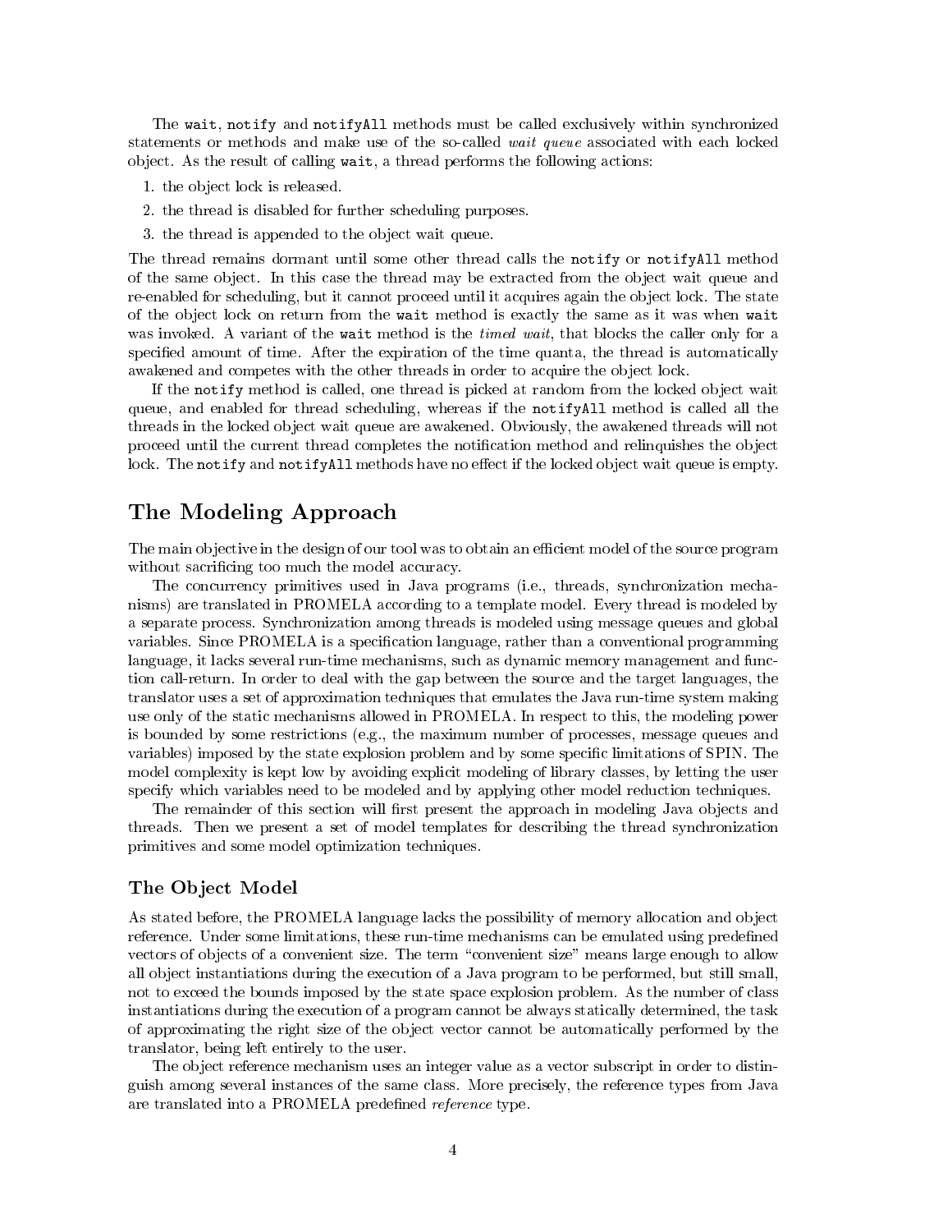The `wait`, `notify` and `notifyAll` methods must be called exclusively within synchronized statements or methods and make use of the so-called *wait queue* associated with each locked object. As the result of calling `wait`, a thread performs the following actions:

1. the object lock is released.
2. the thread is disabled for further scheduling purposes.
3. the thread is appended to the object wait queue.

The thread remains dormant until some other thread calls the `notify` or `notifyAll` method of the same object. In this case the thread may be extracted from the object wait queue and re-enabled for scheduling, but it cannot proceed until it acquires again the object lock. The state of the object lock on return from the `wait` method is exactly the same as it was when `wait` was invoked. A variant of the `wait` method is the *timed wait*, that blocks the caller only for a specified amount of time. After the expiration of the time quanta, the thread is automatically awakened and competes with the other threads in order to acquire the object lock.

If the `notify` method is called, one thread is picked at random from the locked object wait queue, and enabled for thread scheduling, whereas if the `notifyAll` method is called all the threads in the locked object wait queue are awakened. Obviously, the awakened threads will not proceed until the current thread completes the notification method and relinquishes the object lock. The `notify` and `notifyAll` methods have no effect if the locked object wait queue is empty.

# The Modeling Approach

The main objective in the design of our tool was to obtain an efficient model of the source program without sacrificing too much the model accuracy.

The concurrency primitives used in Java programs (i.e., threads, synchronization mechanisms) are translated in PROMELA according to a template model. Every thread is modeled by a separate process. Synchronization among threads is modeled using message queues and global variables. Since PROMELA is a specification language, rather than a conventional programming language, it lacks several run-time mechanisms, such as dynamic memory management and function call-return. In order to deal with the gap between the source and the target languages, the translator uses a set of approximation techniques that emulates the Java run-time system making use only of the static mechanisms allowed in PROMELA. In respect to this, the modeling power is bounded by some restrictions (e.g., the maximum number of processes, message queues and variables) imposed by the state explosion problem and by some specific limitations of SPIN. The model complexity is kept low by avoiding explicit modeling of library classes, by letting the user specify which variables need to be modeled and by applying other model reduction techniques.

The remainder of this section will first present the approach in modeling Java objects and threads. Then we present a set of model templates for describing the thread synchronization primitives and some model optimization techniques.

## The Object Model

As stated before, the PROMELA language lacks the possibility of memory allocation and object reference. Under some limitations, these run-time mechanisms can be emulated using predefined vectors of objects of a convenient size. The term "convenient size" means large enough to allow all object instantiations during the execution of a Java program to be performed, but still small, not to exceed the bounds imposed by the state space explosion problem. As the number of class instantiations during the execution of a program cannot be always statically determined, the task of approximating the right size of the object vector cannot be automatically performed by the translator, being left entirely to the user.

The object reference mechanism uses an integer value as a vector subscript in order to distinguish among several instances of the same class. More precisely, the reference types from Java are translated into a PROMELA predefined *reference* type.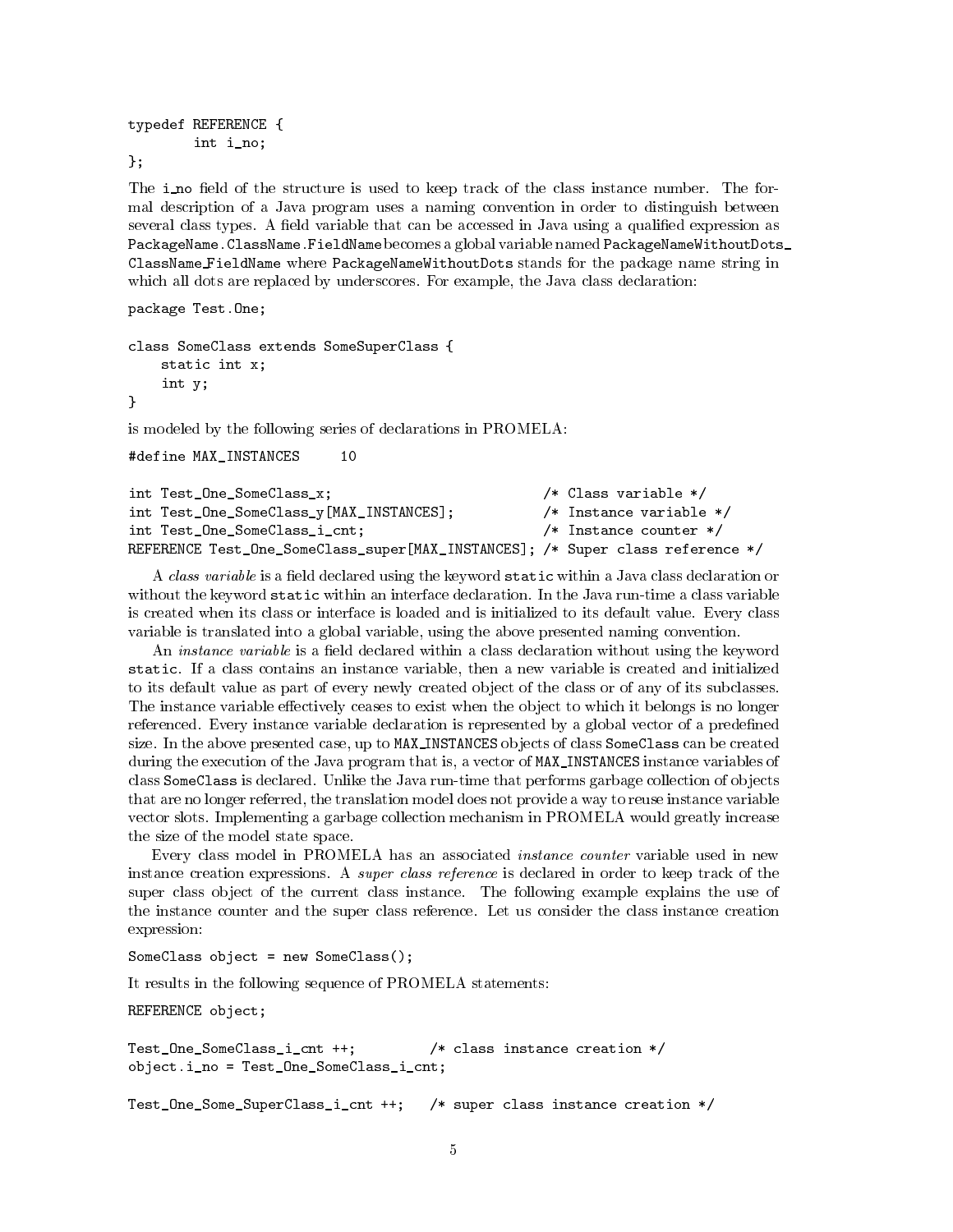```
typedef REFERENCE {
        int i_no;
};
```

The i_no field of the structure is used to keep track of the class instance number. The formal description of a Java program uses a naming convention in order to distinguish between several class types. A field variable that can be accessed in Java using a qualified expression as `PackageName.ClassName.FieldName` becomes a global variable named `PackageNameWithoutDots_ClassName_FieldName` where `PackageNameWithoutDots` stands for the package name string in which all dots are replaced by underscores. For example, the Java class declaration:

```
package Test.One;

class SomeClass extends SomeSuperClass {
    static int x;
    int y;
}
```

is modeled by the following series of declarations in PROMELA:

```
#define MAX_INSTANCES     10

int Test_One_SomeClass_x;                          /* Class variable */
int Test_One_SomeClass_y[MAX_INSTANCES];           /* Instance variable */
int Test_One_SomeClass_i_cnt;                      /* Instance counter */
REFERENCE Test_One_SomeClass_super[MAX_INSTANCES]; /* Super class reference */
```

A *class variable* is a field declared using the keyword `static` within a Java class declaration or without the keyword `static` within an interface declaration. In the Java run-time a class variable is created when its class or interface is loaded and is initialized to its default value. Every class variable is translated into a global variable, using the above presented naming convention.

An *instance variable* is a field declared within a class declaration without using the keyword `static`. If a class contains an instance variable, then a new variable is created and initialized to its default value as part of every newly created object of the class or of any of its subclasses. The instance variable effectively ceases to exist when the object to which it belongs is no longer referenced. Every instance variable declaration is represented by a global vector of a predefined size. In the above presented case, up to `MAX_INSTANCES` objects of class `SomeClass` can be created during the execution of the Java program that is, a vector of `MAX_INSTANCES` instance variables of class `SomeClass` is declared. Unlike the Java run-time that performs garbage collection of objects that are no longer referred, the translation model does not provide a way to reuse instance variable vector slots. Implementing a garbage collection mechanism in PROMELA would greatly increase the size of the model state space.

Every class model in PROMELA has an associated *instance counter* variable used in new instance creation expressions. A *super class reference* is declared in order to keep track of the super class object of the current class instance. The following example explains the use of the instance counter and the super class reference. Let us consider the class instance creation expression:

```
SomeClass object = new SomeClass();
```

It results in the following sequence of PROMELA statements:

```
REFERENCE object;

Test_One_SomeClass_i_cnt ++;         /* class instance creation */
object.i_no = Test_One_SomeClass_i_cnt;

Test_One_Some_SuperClass_i_cnt ++;   /* super class instance creation */
```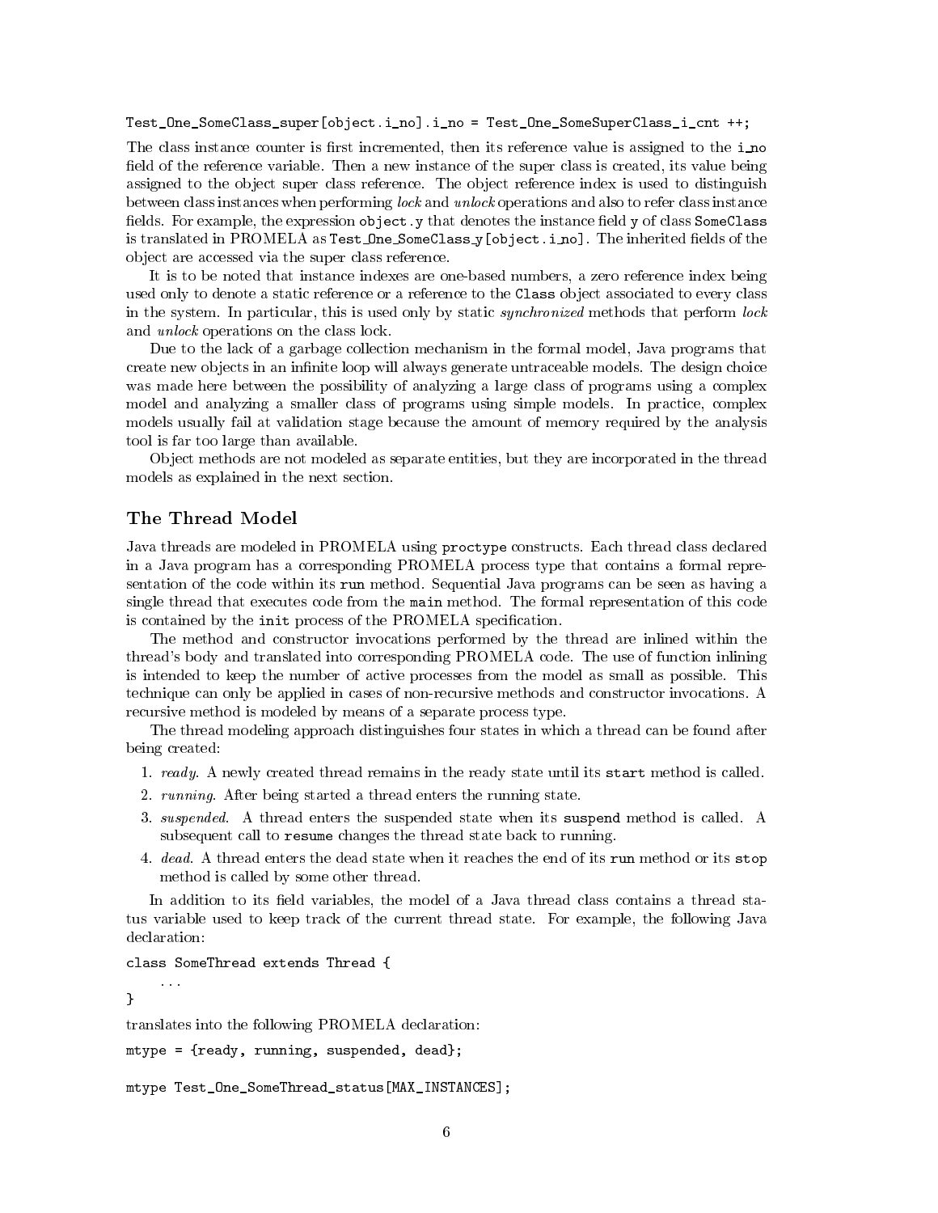```
Test_One_SomeClass_super[object.i_no].i_no = Test_One_SomeSuperClass_i_cnt ++;
```

The class instance counter is first incremented, then its reference value is assigned to the `i_no` field of the reference variable. Then a new instance of the super class is created, its value being assigned to the object super class reference. The object reference index is used to distinguish between class instances when performing *lock* and *unlock* operations and also to refer class instance fields. For example, the expression `object.y` that denotes the instance field `y` of class `SomeClass` is translated in PROMELA as `Test_One_SomeClass_y[object.i_no]`. The inherited fields of the object are accessed via the super class reference.

It is to be noted that instance indexes are one-based numbers, a zero reference index being used only to denote a static reference or a reference to the `Class` object associated to every class in the system. In particular, this is used only by static *synchronized* methods that perform *lock* and *unlock* operations on the class lock.

Due to the lack of a garbage collection mechanism in the formal model, Java programs that create new objects in an infinite loop will always generate untraceable models. The design choice was made here between the possibility of analyzing a large class of programs using a complex model and analyzing a smaller class of programs using simple models. In practice, complex models usually fail at validation stage because the amount of memory required by the analysis tool is far too large than available.

Object methods are not modeled as separate entities, but they are incorporated in the thread models as explained in the next section.

## The Thread Model

Java threads are modeled in PROMELA using `proctype` constructs. Each thread class declared in a Java program has a corresponding PROMELA process type that contains a formal representation of the code within its `run` method. Sequential Java programs can be seen as having a single thread that executes code from the `main` method. The formal representation of this code is contained by the `init` process of the PROMELA specification.

The method and constructor invocations performed by the thread are inlined within the thread's body and translated into corresponding PROMELA code. The use of function inlining is intended to keep the number of active processes from the model as small as possible. This technique can only be applied in cases of non-recursive methods and constructor invocations. A recursive method is modeled by means of a separate process type.

The thread modeling approach distinguishes four states in which a thread can be found after being created:

1. *ready*. A newly created thread remains in the ready state until its `start` method is called.
2. *running*. After being started a thread enters the running state.
3. *suspended*. A thread enters the suspended state when its `suspend` method is called. A subsequent call to `resume` changes the thread state back to running.
4. *dead*. A thread enters the dead state when it reaches the end of its `run` method or its `stop` method is called by some other thread.

In addition to its field variables, the model of a Java thread class contains a thread status variable used to keep track of the current thread state. For example, the following Java declaration:

```
class SomeThread extends Thread {
    ...
}
```

translates into the following PROMELA declaration:

```
mtype = {ready, running, suspended, dead};

mtype Test_One_SomeThread_status[MAX_INSTANCES];
```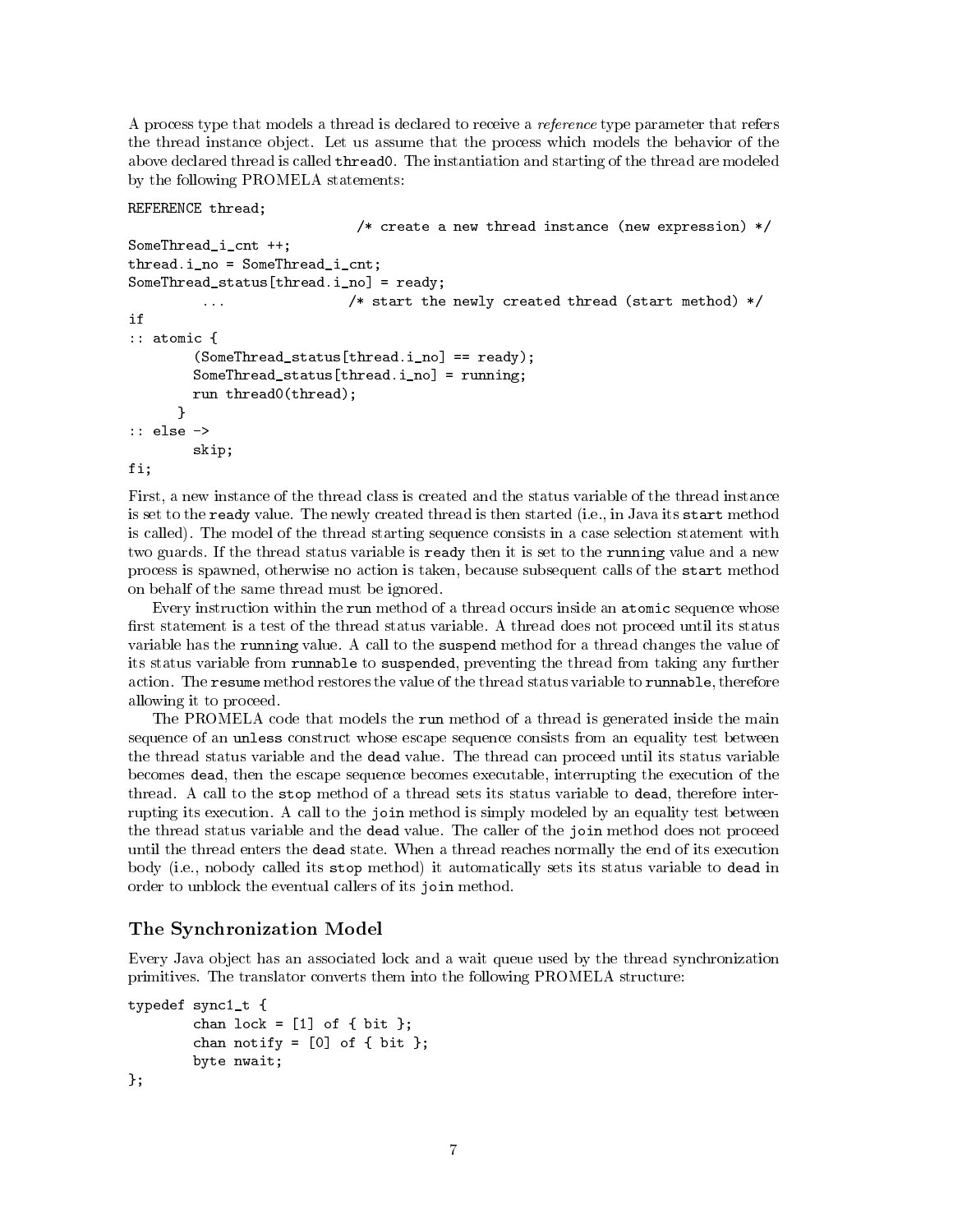A process type that models a thread is declared to receive a *reference* type parameter that refers the thread instance object. Let us assume that the process which models the behavior of the above declared thread is called `thread0`. The instantiation and starting of the thread are modeled by the following PROMELA statements:

```
REFERENCE thread;
                               /* create a new thread instance (new expression) */
SomeThread_i_cnt ++;
thread.i_no = SomeThread_i_cnt;
SomeThread_status[thread.i_no] = ready;
         ...                /* start the newly created thread (start method) */
if
:: atomic {
        (SomeThread_status[thread.i_no] == ready);
        SomeThread_status[thread.i_no] = running;
        run thread0(thread);
      }
:: else ->
        skip;
fi;
```

First, a new instance of the thread class is created and the status variable of the thread instance is set to the `ready` value. The newly created thread is then started (i.e., in Java its `start` method is called). The model of the thread starting sequence consists in a case selection statement with two guards. If the thread status variable is `ready` then it is set to the `running` value and a new process is spawned, otherwise no action is taken, because subsequent calls of the `start` method on behalf of the same thread must be ignored.

Every instruction within the `run` method of a thread occurs inside an `atomic` sequence whose first statement is a test of the thread status variable. A thread does not proceed until its status variable has the `running` value. A call to the `suspend` method for a thread changes the value of its status variable from `runnable` to `suspended`, preventing the thread from taking any further action. The `resume` method restores the value of the thread status variable to `runnable`, therefore allowing it to proceed.

The PROMELA code that models the `run` method of a thread is generated inside the main sequence of an `unless` construct whose escape sequence consists from an equality test between the thread status variable and the `dead` value. The thread can proceed until its status variable becomes `dead`, then the escape sequence becomes executable, interrupting the execution of the thread. A call to the `stop` method of a thread sets its status variable to `dead`, therefore interrupting its execution. A call to the `join` method is simply modeled by an equality test between the thread status variable and the `dead` value. The caller of the `join` method does not proceed until the thread enters the `dead` state. When a thread reaches normally the end of its execution body (i.e., nobody called its `stop` method) it automatically sets its status variable to `dead` in order to unblock the eventual callers of its `join` method.

## The Synchronization Model

Every Java object has an associated lock and a wait queue used by the thread synchronization primitives. The translator converts them into the following PROMELA structure:

```
typedef sync1_t {
        chan lock = [1] of { bit };
        chan notify = [0] of { bit };
        byte nwait;
};
```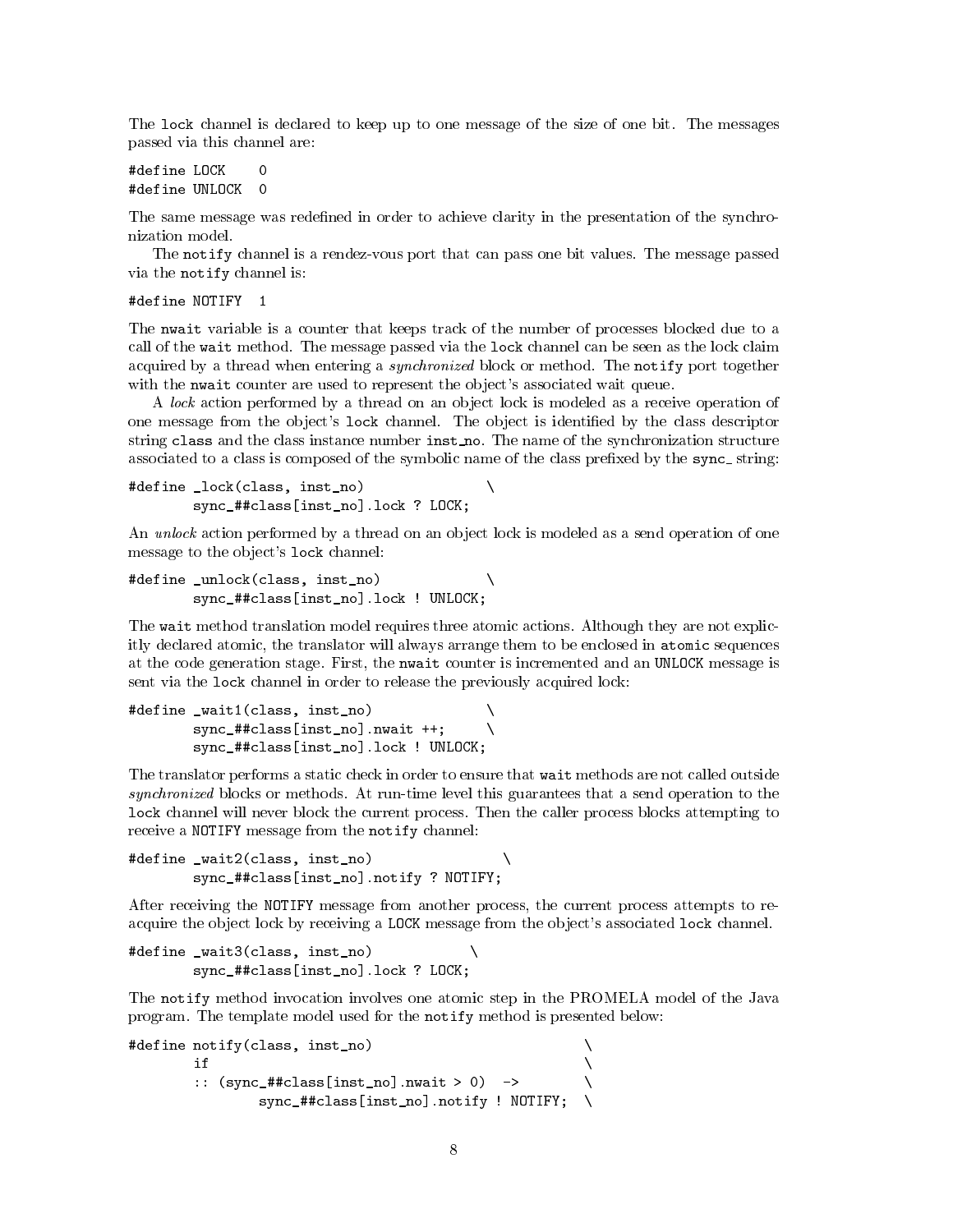The lock channel is declared to keep up to one message of the size of one bit. The messages passed via this channel are:

```
#define LOCK    0
#define UNLOCK  0
```

The same message was redefined in order to achieve clarity in the presentation of the synchronization model.

The notify channel is a rendez-vous port that can pass one bit values. The message passed via the notify channel is:

```
#define NOTIFY  1
```

The nwait variable is a counter that keeps track of the number of processes blocked due to a call of the wait method. The message passed via the lock channel can be seen as the lock claim acquired by a thread when entering a *synchronized* block or method. The notify port together with the nwait counter are used to represent the object's associated wait queue.

A *lock* action performed by a thread on an object lock is modeled as a receive operation of one message from the object's lock channel. The object is identified by the class descriptor string class and the class instance number inst_no. The name of the synchronization structure associated to a class is composed of the symbolic name of the class prefixed by the sync_ string:

```
#define _lock(class, inst_no)                \
        sync_##class[inst_no].lock ? LOCK;
```

An *unlock* action performed by a thread on an object lock is modeled as a send operation of one message to the object's lock channel:

```
#define _unlock(class, inst_no)              \
        sync_##class[inst_no].lock ! UNLOCK;
```

The wait method translation model requires three atomic actions. Although they are not explicitly declared atomic, the translator will always arrange them to be enclosed in atomic sequences at the code generation stage. First, the nwait counter is incremented and an UNLOCK message is sent via the lock channel in order to release the previously acquired lock:

```
#define _wait1(class, inst_no)               \
        sync_##class[inst_no].nwait ++;      \
        sync_##class[inst_no].lock ! UNLOCK;
```

The translator performs a static check in order to ensure that wait methods are not called outside *synchronized* blocks or methods. At run-time level this guarantees that a send operation to the lock channel will never block the current process. Then the caller process blocks attempting to receive a NOTIFY message from the notify channel:

```
#define _wait2(class, inst_no)                  \
        sync_##class[inst_no].notify ? NOTIFY;
```

After receiving the NOTIFY message from another process, the current process attempts to re-acquire the object lock by receiving a LOCK message from the object's associated lock channel.

```
#define _wait3(class, inst_no)            \
        sync_##class[inst_no].lock ? LOCK;
```

The notify method invocation involves one atomic step in the PROMELA model of the Java program. The template model used for the notify method is presented below:

```
#define notify(class, inst_no)                          \
        if                                              \
        :: (sync_##class[inst_no].nwait > 0)  ->        \
                sync_##class[inst_no].notify ! NOTIFY;  \
```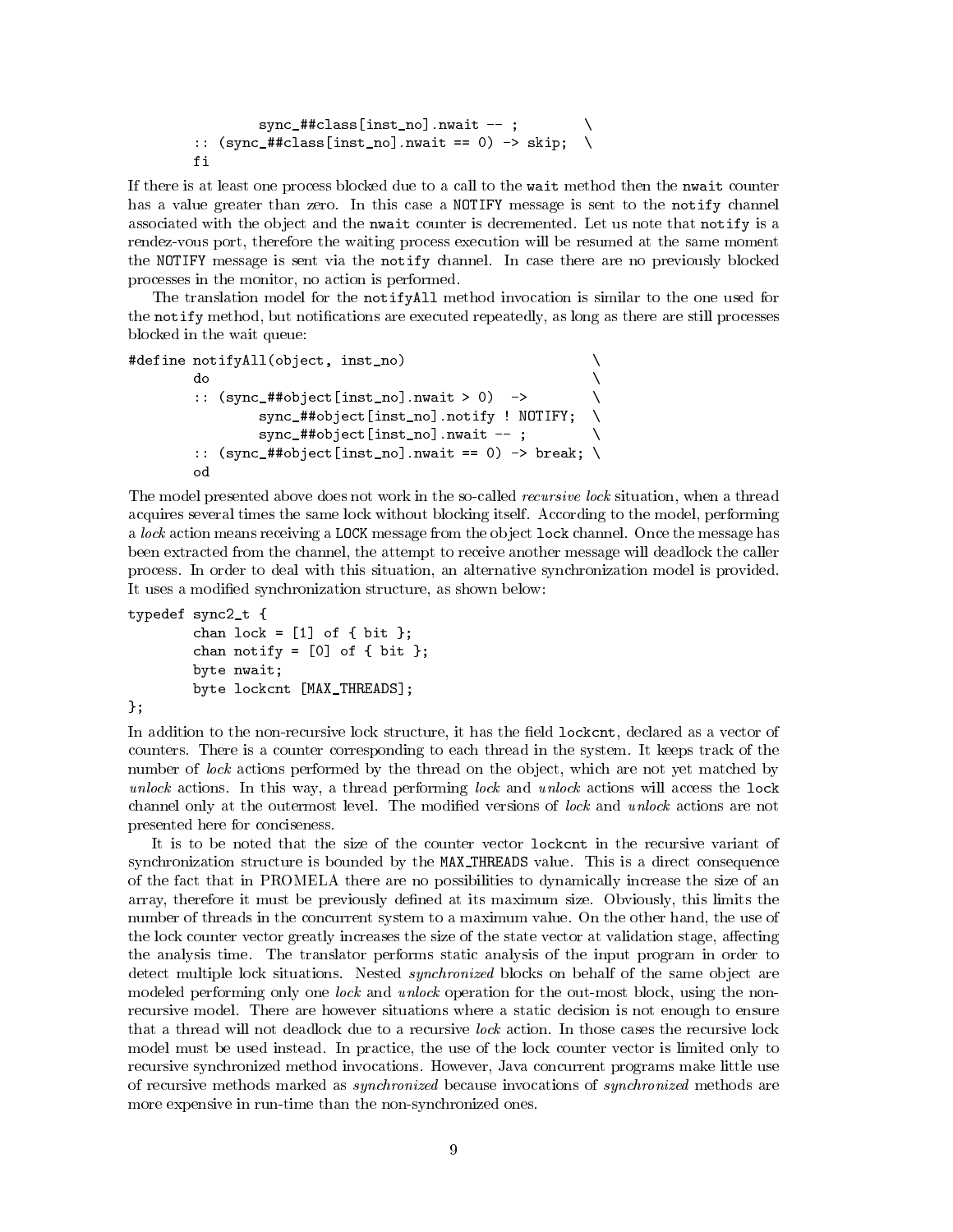```
                sync_##class[inst_no].nwait -- ;          \
        :: (sync_##class[inst_no].nwait == 0) -> skip;    \
        fi
```

If there is at least one process blocked due to a call to the `wait` method then the `nwait` counter has a value greater than zero. In this case a `NOTIFY` message is sent to the `notify` channel associated with the object and the `nwait` counter is decremented. Let us note that `notify` is a rendez-vous port, therefore the waiting process execution will be resumed at the same moment the `NOTIFY` message is sent via the `notify` channel. In case there are no previously blocked processes in the monitor, no action is performed.

The translation model for the `notifyAll` method invocation is similar to the one used for the `notify` method, but notifications are executed repeatedly, as long as there are still processes blocked in the wait queue:

```
#define notifyAll(object, inst_no)                          \
        do                                                  \
        :: (sync_##object[inst_no].nwait > 0)  ->           \
                sync_##object[inst_no].notify ! NOTIFY;     \
                sync_##object[inst_no].nwait -- ;           \
        :: (sync_##object[inst_no].nwait == 0) -> break;    \
        od
```

The model presented above does not work in the so-called *recursive lock* situation, when a thread acquires several times the same lock without blocking itself. According to the model, performing a *lock* action means receiving a `LOCK` message from the object `lock` channel. Once the message has been extracted from the channel, the attempt to receive another message will deadlock the caller process. In order to deal with this situation, an alternative synchronization model is provided. It uses a modified synchronization structure, as shown below:

```
typedef sync2_t {
        chan lock = [1] of { bit };
        chan notify = [0] of { bit };
        byte nwait;
        byte lockcnt [MAX_THREADS];
};
```

In addition to the non-recursive lock structure, it has the field `lockcnt`, declared as a vector of counters. There is a counter corresponding to each thread in the system. It keeps track of the number of *lock* actions performed by the thread on the object, which are not yet matched by *unlock* actions. In this way, a thread performing *lock* and *unlock* actions will access the `lock` channel only at the outermost level. The modified versions of *lock* and *unlock* actions are not presented here for conciseness.

It is to be noted that the size of the counter vector `lockcnt` in the recursive variant of synchronization structure is bounded by the `MAX_THREADS` value. This is a direct consequence of the fact that in PROMELA there are no possibilities to dynamically increase the size of an array, therefore it must be previously defined at its maximum size. Obviously, this limits the number of threads in the concurrent system to a maximum value. On the other hand, the use of the lock counter vector greatly increases the size of the state vector at validation stage, affecting the analysis time. The translator performs static analysis of the input program in order to detect multiple lock situations. Nested *synchronized* blocks on behalf of the same object are modeled performing only one *lock* and *unlock* operation for the out-most block, using the non-recursive model. There are however situations where a static decision is not enough to ensure that a thread will not deadlock due to a recursive *lock* action. In those cases the recursive lock model must be used instead. In practice, the use of the lock counter vector is limited only to recursive synchronized method invocations. However, Java concurrent programs make little use of recursive methods marked as *synchronized* because invocations of *synchronized* methods are more expensive in run-time than the non-synchronized ones.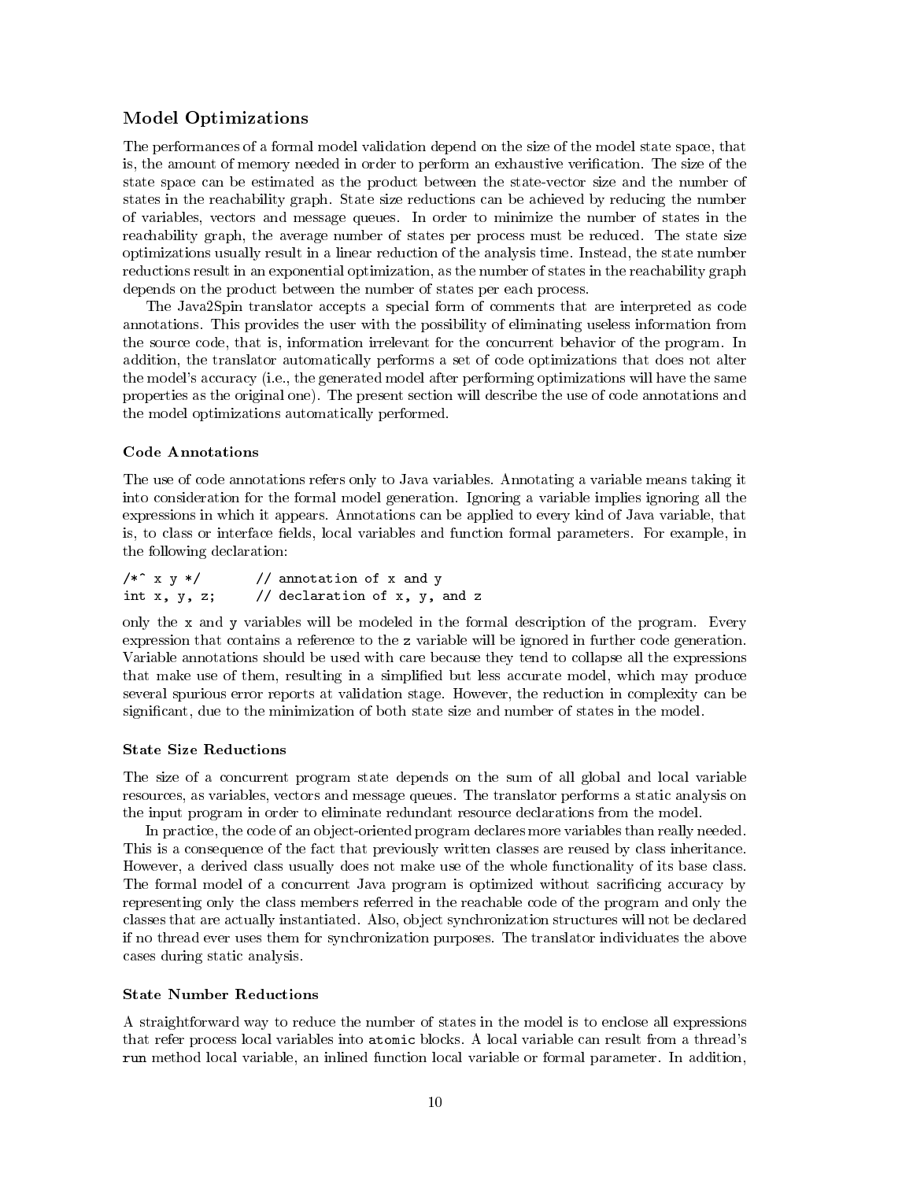## Model Optimizations

The performances of a formal model validation depend on the size of the model state space, that is, the amount of memory needed in order to perform an exhaustive verification. The size of the state space can be estimated as the product between the state-vector size and the number of states in the reachability graph. State size reductions can be achieved by reducing the number of variables, vectors and message queues. In order to minimize the number of states in the reachability graph, the average number of states per process must be reduced. The state size optimizations usually result in a linear reduction of the analysis time. Instead, the state number reductions result in an exponential optimization, as the number of states in the reachability graph depends on the product between the number of states per each process.

The Java2Spin translator accepts a special form of comments that are interpreted as code annotations. This provides the user with the possibility of eliminating useless information from the source code, that is, information irrelevant for the concurrent behavior of the program. In addition, the translator automatically performs a set of code optimizations that does not alter the model's accuracy (i.e., the generated model after performing optimizations will have the same properties as the original one). The present section will describe the use of code annotations and the model optimizations automatically performed.

### Code Annotations

The use of code annotations refers only to Java variables. Annotating a variable means taking it into consideration for the formal model generation. Ignoring a variable implies ignoring all the expressions in which it appears. Annotations can be applied to every kind of Java variable, that is, to class or interface fields, local variables and function formal parameters. For example, in the following declaration:

```
/*^ x y */       // annotation of x and y
int x, y, z;     // declaration of x, y, and z
```

only the `x` and `y` variables will be modeled in the formal description of the program. Every expression that contains a reference to the `z` variable will be ignored in further code generation. Variable annotations should be used with care because they tend to collapse all the expressions that make use of them, resulting in a simplified but less accurate model, which may produce several spurious error reports at validation stage. However, the reduction in complexity can be significant, due to the minimization of both state size and number of states in the model.

### State Size Reductions

The size of a concurrent program state depends on the sum of all global and local variable resources, as variables, vectors and message queues. The translator performs a static analysis on the input program in order to eliminate redundant resource declarations from the model.

In practice, the code of an object-oriented program declares more variables than really needed. This is a consequence of the fact that previously written classes are reused by class inheritance. However, a derived class usually does not make use of the whole functionality of its base class. The formal model of a concurrent Java program is optimized without sacrificing accuracy by representing only the class members referred in the reachable code of the program and only the classes that are actually instantiated. Also, object synchronization structures will not be declared if no thread ever uses them for synchronization purposes. The translator individuates the above cases during static analysis.

### State Number Reductions

A straightforward way to reduce the number of states in the model is to enclose all expressions that refer process local variables into `atomic` blocks. A local variable can result from a thread's `run` method local variable, an inlined function local variable or formal parameter. In addition,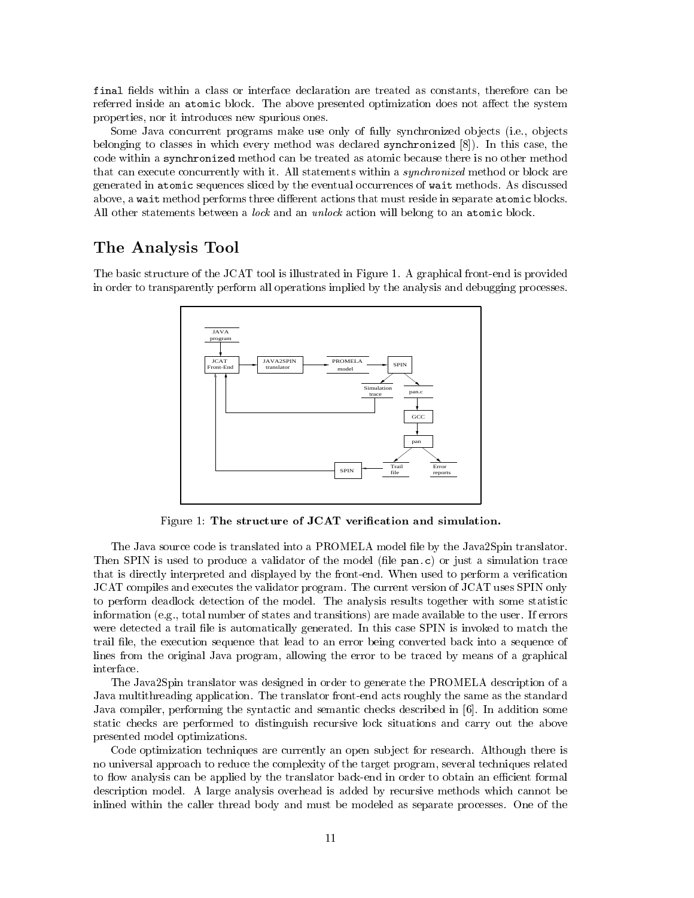final fields within a class or interface declaration are treated as constants, therefore can be referred inside an atomic block. The above presented optimization does not affect the system properties, nor it introduces new spurious ones.

Some Java concurrent programs make use only of fully synchronized objects (i.e., objects belonging to classes in which every method was declared synchronized [8]). In this case, the code within a synchronized method can be treated as atomic because there is no other method that can execute concurrently with it. All statements within a *synchronized* method or block are generated in atomic sequences sliced by the eventual occurrences of wait methods. As discussed above, a wait method performs three different actions that must reside in separate atomic blocks. All other statements between a *lock* and an *unlock* action will belong to an atomic block.

## The Analysis Tool

The basic structure of the JCAT tool is illustrated in Figure 1. A graphical front-end is provided in order to transparently perform all operations implied by the analysis and debugging processes.

Figure 1: **The structure of JCAT verification and simulation.**

The Java source code is translated into a PROMELA model file by the Java2Spin translator. Then SPIN is used to produce a validator of the model (file pan.c) or just a simulation trace that is directly interpreted and displayed by the front-end. When used to perform a verification JCAT compiles and executes the validator program. The current version of JCAT uses SPIN only to perform deadlock detection of the model. The analysis results together with some statistic information (e.g., total number of states and transitions) are made available to the user. If errors were detected a trail file is automatically generated. In this case SPIN is invoked to match the trail file, the execution sequence that lead to an error being converted back into a sequence of lines from the original Java program, allowing the error to be traced by means of a graphical interface.

The Java2Spin translator was designed in order to generate the PROMELA description of a Java multithreading application. The translator front-end acts roughly the same as the standard Java compiler, performing the syntactic and semantic checks described in [6]. In addition some static checks are performed to distinguish recursive lock situations and carry out the above presented model optimizations.

Code optimization techniques are currently an open subject for research. Although there is no universal approach to reduce the complexity of the target program, several techniques related to flow analysis can be applied by the translator back-end in order to obtain an efficient formal description model. A large analysis overhead is added by recursive methods which cannot be inlined within the caller thread body and must be modeled as separate processes. One of the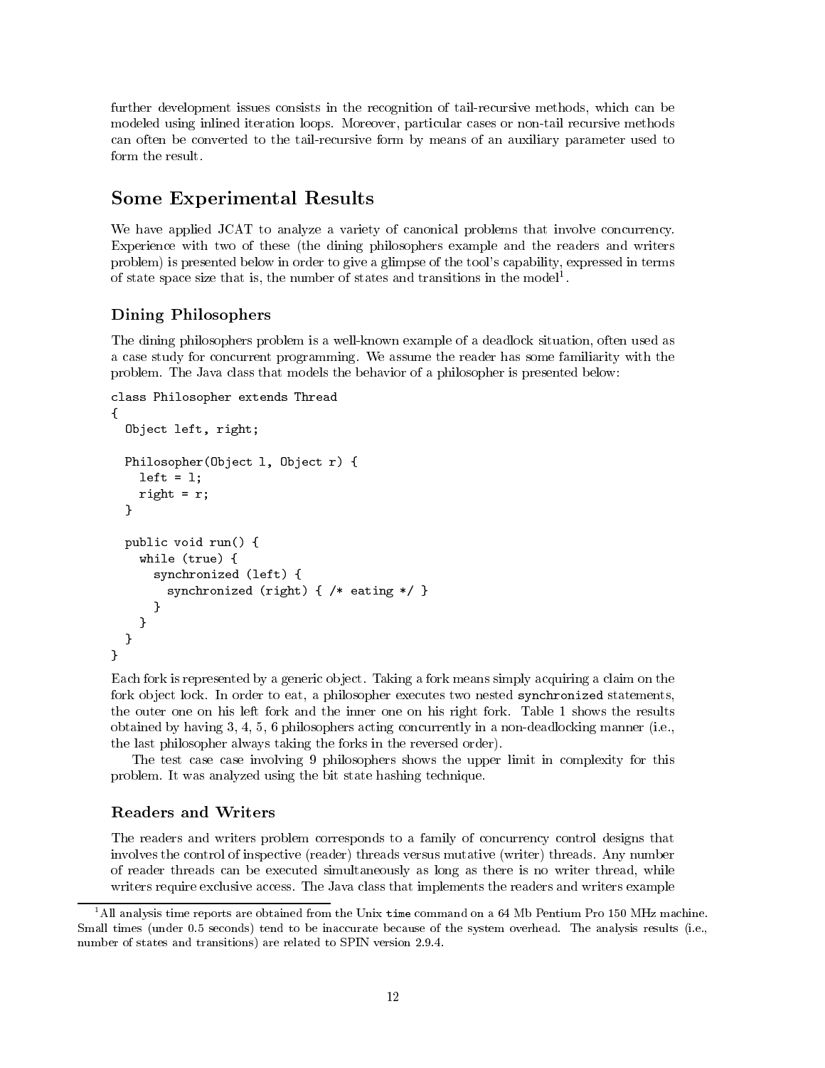further development issues consists in the recognition of tail-recursive methods, which can be modeled using inlined iteration loops. Moreover, particular cases or non-tail recursive methods can often be converted to the tail-recursive form by means of an auxiliary parameter used to form the result.

## Some Experimental Results

We have applied JCAT to analyze a variety of canonical problems that involve concurrency. Experience with two of these (the dining philosophers example and the readers and writers problem) is presented below in order to give a glimpse of the tool's capability, expressed in terms of state space size that is, the number of states and transitions in the model[1].

### Dining Philosophers

The dining philosophers problem is a well-known example of a deadlock situation, often used as a case study for concurrent programming. We assume the reader has some familiarity with the problem. The Java class that models the behavior of a philosopher is presented below:

```
class Philosopher extends Thread
{
  Object left, right;

  Philosopher(Object l, Object r) {
    left = l;
    right = r;
  }

  public void run() {
    while (true) {
      synchronized (left) {
        synchronized (right) { /* eating */ }
      }
    }
  }
}
```

Each fork is represented by a generic object. Taking a fork means simply acquiring a claim on the fork object lock. In order to eat, a philosopher executes two nested `synchronized` statements, the outer one on his left fork and the inner one on his right fork. Table 1 shows the results obtained by having 3, 4, 5, 6 philosophers acting concurrently in a non-deadlocking manner (i.e., the last philosopher always taking the forks in the reversed order).

The test case case involving 9 philosophers shows the upper limit in complexity for this problem. It was analyzed using the bit state hashing technique.

### Readers and Writers

The readers and writers problem corresponds to a family of concurrency control designs that involves the control of inspective (reader) threads versus mutative (writer) threads. Any number of reader threads can be executed simultaneously as long as there is no writer thread, while writers require exclusive access. The Java class that implements the readers and writers example

[1] All analysis time reports are obtained from the Unix `time` command on a 64 Mb Pentium Pro 150 MHz machine. Small times (under 0.5 seconds) tend to be inaccurate because of the system overhead. The analysis results (i.e., number of states and transitions) are related to SPIN version 2.9.4.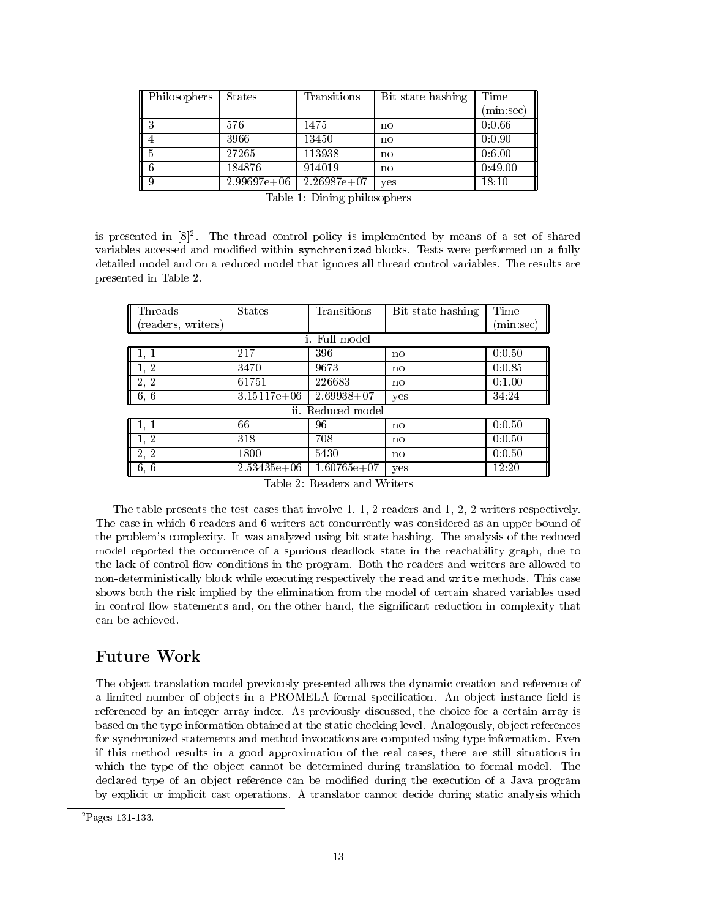| Philosophers | States | Transitions | Bit state hashing | Time (min:sec) |
|---|---|---|---|---|
| 3 | 576 | 1475 | no | 0:0.66 |
| 4 | 3966 | 13450 | no | 0:0.90 |
| 5 | 27265 | 113938 | no | 0:6.00 |
| 6 | 184876 | 914019 | no | 0:49.00 |
| 9 | 2.99697e+06 | 2.26987e+07 | yes | 18:10 |

Table 1: Dining philosophers

is presented in [8][2]. The thread control policy is implemented by means of a set of shared variables accessed and modified within `synchronized` blocks. Tests were performed on a fully detailed model and on a reduced model that ignores all thread control variables. The results are presented in Table 2.

| Threads (readers, writers) | States | Transitions | Bit state hashing | Time (min:sec) |
|---|---|---|---|---|
| i. Full model | | | | |
| 1, 1 | 217 | 396 | no | 0:0.50 |
| 1, 2 | 3470 | 9673 | no | 0:0.85 |
| 2, 2 | 61751 | 226683 | no | 0:1.00 |
| 6, 6 | 3.15117e+06 | 2.69938+07 | yes | 34:24 |
| ii. Reduced model | | | | |
| 1, 1 | 66 | 96 | no | 0:0.50 |
| 1, 2 | 318 | 708 | no | 0:0.50 |
| 2, 2 | 1800 | 5430 | no | 0:0.50 |
| 6, 6 | 2.53435e+06 | 1.60765e+07 | yes | 12:20 |

Table 2: Readers and Writers

The table presents the test cases that involve 1, 1, 2 readers and 1, 2, 2 writers respectively. The case in which 6 readers and 6 writers act concurrently was considered as an upper bound of the problem's complexity. It was analyzed using bit state hashing. The analysis of the reduced model reported the occurrence of a spurious deadlock state in the reachability graph, due to the lack of control flow conditions in the program. Both the readers and writers are allowed to non-deterministically block while executing respectively the `read` and `write` methods. This case shows both the risk implied by the elimination from the model of certain shared variables used in control flow statements and, on the other hand, the significant reduction in complexity that can be achieved.

## Future Work

The object translation model previously presented allows the dynamic creation and reference of a limited number of objects in a PROMELA formal specification. An object instance field is referenced by an integer array index. As previously discussed, the choice for a certain array is based on the type information obtained at the static checking level. Analogously, object references for synchronized statements and method invocations are computed using type information. Even if this method results in a good approximation of the real cases, there are still situations in which the type of the object cannot be determined during translation to formal model. The declared type of an object reference can be modified during the execution of a Java program by explicit or implicit cast operations. A translator cannot decide during static analysis which

[2] Pages 131-133.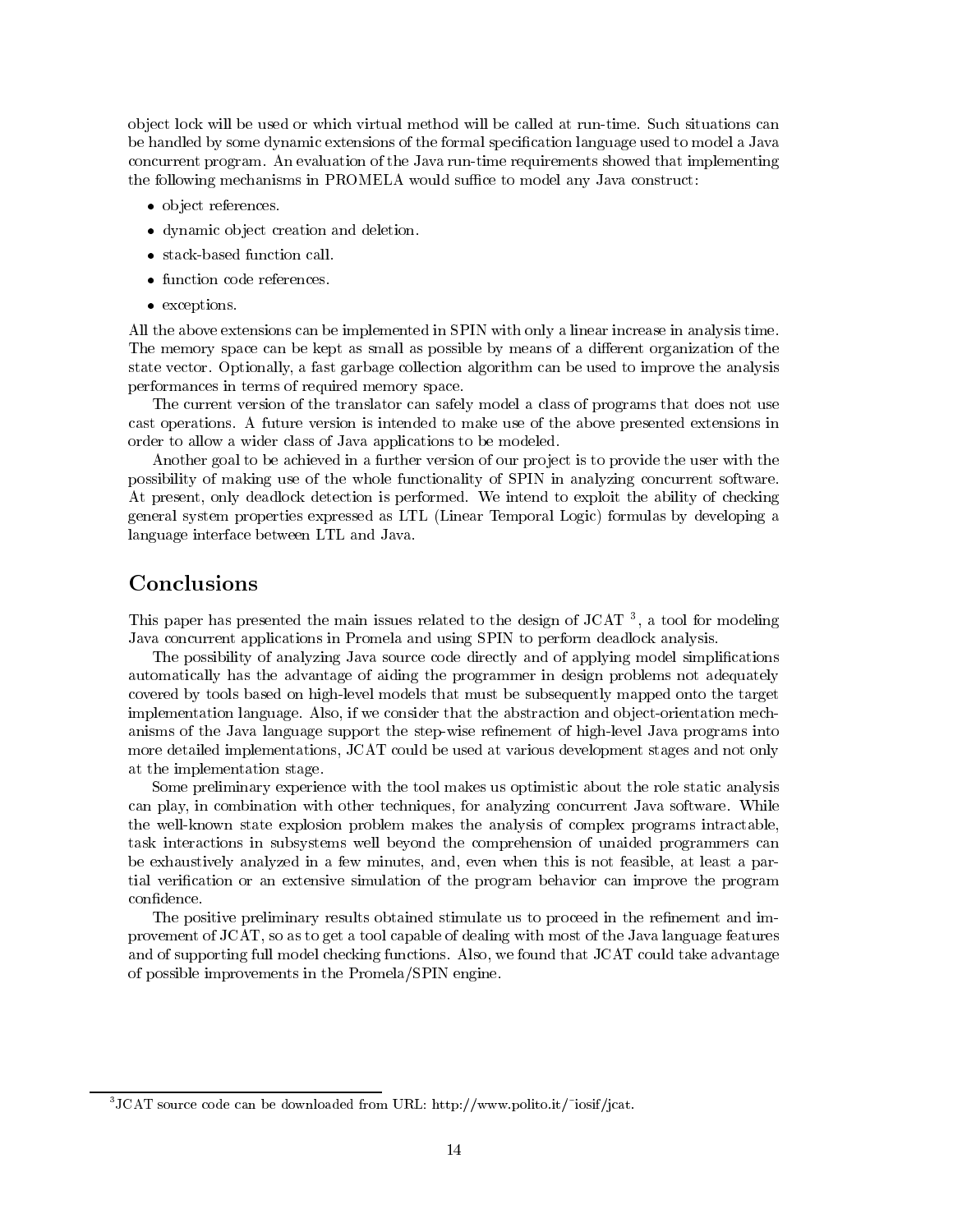object lock will be used or which virtual method will be called at run-time. Such situations can be handled by some dynamic extensions of the formal specification language used to model a Java concurrent program. An evaluation of the Java run-time requirements showed that implementing the following mechanisms in PROMELA would suffice to model any Java construct:

- object references.
- dynamic object creation and deletion.
- stack-based function call.
- function code references.
- exceptions.

All the above extensions can be implemented in SPIN with only a linear increase in analysis time. The memory space can be kept as small as possible by means of a different organization of the state vector. Optionally, a fast garbage collection algorithm can be used to improve the analysis performances in terms of required memory space.

The current version of the translator can safely model a class of programs that does not use cast operations. A future version is intended to make use of the above presented extensions in order to allow a wider class of Java applications to be modeled.

Another goal to be achieved in a further version of our project is to provide the user with the possibility of making use of the whole functionality of SPIN in analyzing concurrent software. At present, only deadlock detection is performed. We intend to exploit the ability of checking general system properties expressed as LTL (Linear Temporal Logic) formulas by developing a language interface between LTL and Java.

## Conclusions

This paper has presented the main issues related to the design of JCAT [3], a tool for modeling Java concurrent applications in Promela and using SPIN to perform deadlock analysis.

The possibility of analyzing Java source code directly and of applying model simplifications automatically has the advantage of aiding the programmer in design problems not adequately covered by tools based on high-level models that must be subsequently mapped onto the target implementation language. Also, if we consider that the abstraction and object-orientation mechanisms of the Java language support the step-wise refinement of high-level Java programs into more detailed implementations, JCAT could be used at various development stages and not only at the implementation stage.

Some preliminary experience with the tool makes us optimistic about the role static analysis can play, in combination with other techniques, for analyzing concurrent Java software. While the well-known state explosion problem makes the analysis of complex programs intractable, task interactions in subsystems well beyond the comprehension of unaided programmers can be exhaustively analyzed in a few minutes, and, even when this is not feasible, at least a partial verification or an extensive simulation of the program behavior can improve the program confidence.

The positive preliminary results obtained stimulate us to proceed in the refinement and improvement of JCAT, so as to get a tool capable of dealing with most of the Java language features and of supporting full model checking functions. Also, we found that JCAT could take advantage of possible improvements in the Promela/SPIN engine.

[3] JCAT source code can be downloaded from URL: http://www.polito.it/~iosif/jcat.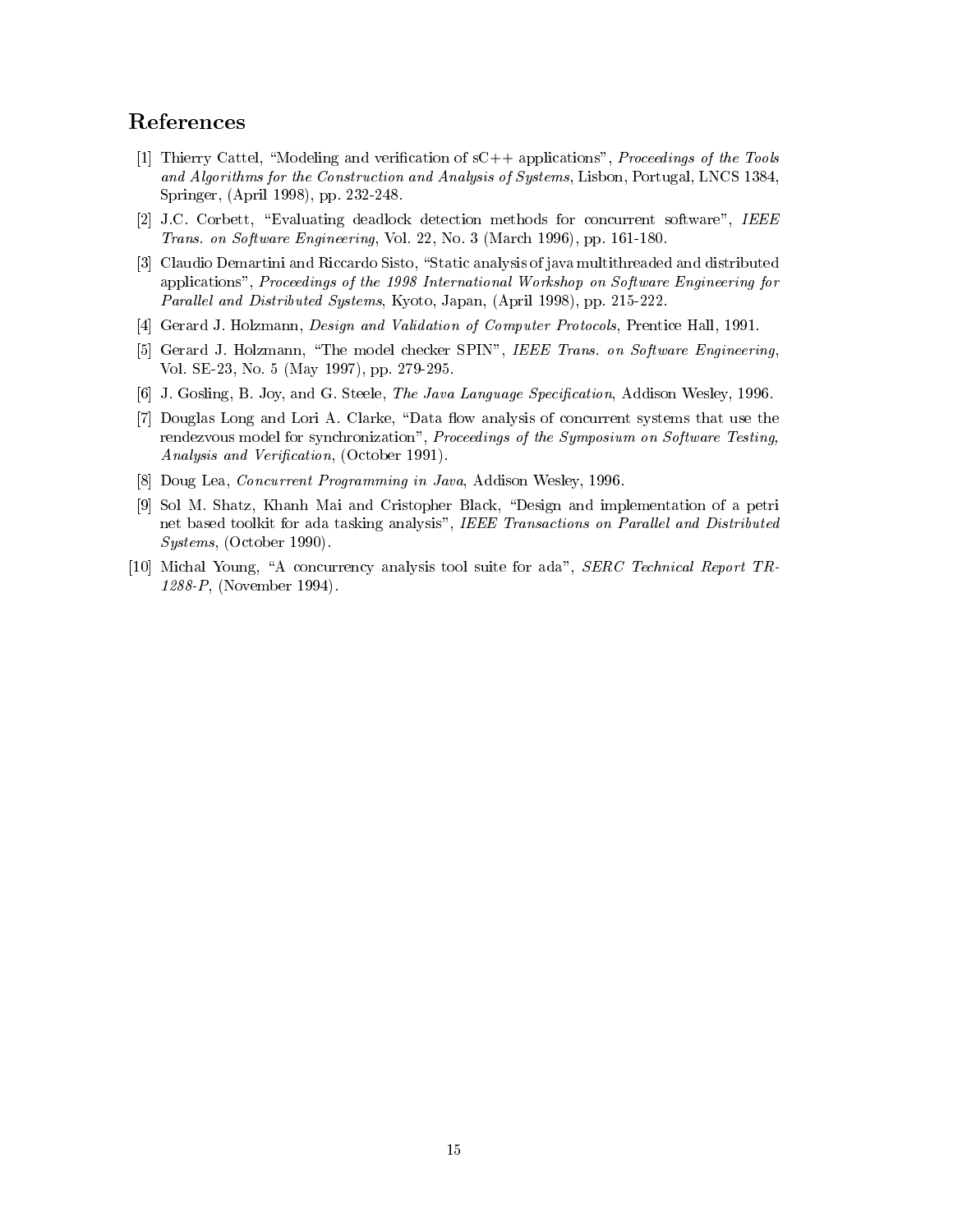## References

[1] Thierry Cattel, "Modeling and verification of sC++ applications", *Proceedings of the Tools and Algorithms for the Construction and Analysis of Systems*, Lisbon, Portugal, LNCS 1384, Springer, (April 1998), pp. 232-248.

[2] J.C. Corbett, "Evaluating deadlock detection methods for concurrent software", *IEEE Trans. on Software Engineering*, Vol. 22, No. 3 (March 1996), pp. 161-180.

[3] Claudio Demartini and Riccardo Sisto, "Static analysis of java multithreaded and distributed applications", *Proceedings of the 1998 International Workshop on Software Engineering for Parallel and Distributed Systems*, Kyoto, Japan, (April 1998), pp. 215-222.

[4] Gerard J. Holzmann, *Design and Validation of Computer Protocols*, Prentice Hall, 1991.

[5] Gerard J. Holzmann, "The model checker SPIN", *IEEE Trans. on Software Engineering*, Vol. SE-23, No. 5 (May 1997), pp. 279-295.

[6] J. Gosling, B. Joy, and G. Steele, *The Java Language Specification*, Addison Wesley, 1996.

[7] Douglas Long and Lori A. Clarke, "Data flow analysis of concurrent systems that use the rendezvous model for synchronization", *Proceedings of the Symposium on Software Testing, Analysis and Verification*, (October 1991).

[8] Doug Lea, *Concurrent Programming in Java*, Addison Wesley, 1996.

[9] Sol M. Shatz, Khanh Mai and Cristopher Black, "Design and implementation of a petri net based toolkit for ada tasking analysis", *IEEE Transactions on Parallel and Distributed Systems*, (October 1990).

[10] Michal Young, "A concurrency analysis tool suite for ada", *SERC Technical Report TR-1288-P*, (November 1994).